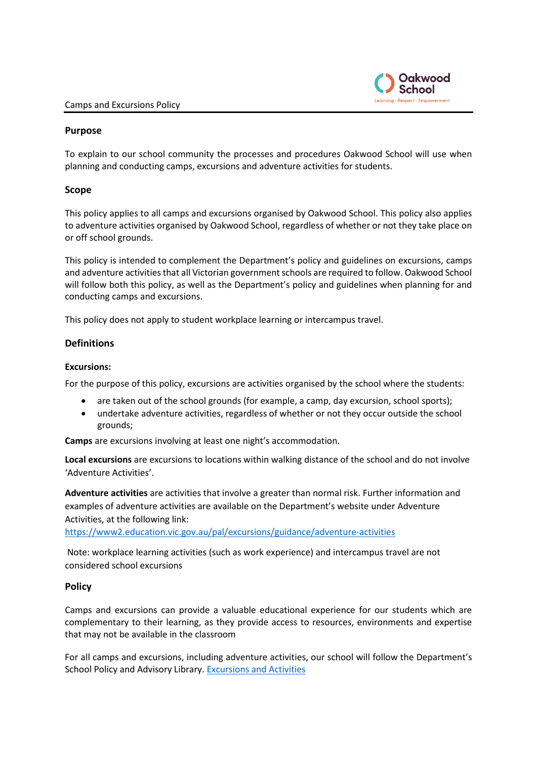# Camps and Excursions Policy

## Purpose

To explain to our school community the processes and procedures Oakwood School will use when planning and conducting camps, excursions and adventure activities for students.

## Scope

This policy applies to all camps and excursions organised by Oakwood School. This policy also applies to adventure activities organised by Oakwood School, regardless of whether or not they take place on or off school grounds.

This policy is intended to complement the Department's policy and guidelines on excursions, camps and adventure activities that all Victorian government schools are required to follow. Oakwood School will follow both this policy, as well as the Department's policy and guidelines when planning for and conducting camps and excursions.

This policy does not apply to student workplace learning or intercampus travel.

## Definitions

### Excursions:

For the purpose of this policy, excursions are activities organised by the school where the students:

- are taken out of the school grounds (for example, a camp, day excursion, school sports);
- undertake adventure activities, regardless of whether or not they occur outside the school grounds;

**Camps** are excursions involving at least one night's accommodation.

**Local excursions** are excursions to locations within walking distance of the school and do not involve 'Adventure Activities'.

**Adventure activities** are activities that involve a greater than normal risk. Further information and examples of adventure activities are available on the Department's website under Adventure Activities, at the following link:
[https://www2.education.vic.gov.au/pal/excursions/guidance/adventure-activities](https://www2.education.vic.gov.au/pal/excursions/guidance/adventure-activities)

Note: workplace learning activities (such as work experience) and intercampus travel are not considered school excursions

## Policy

Camps and excursions can provide a valuable educational experience for our students which are complementary to their learning, as they provide access to resources, environments and expertise that may not be available in the classroom

For all camps and excursions, including adventure activities, our school will follow the Department's School Policy and Advisory Library. [Excursions and Activities]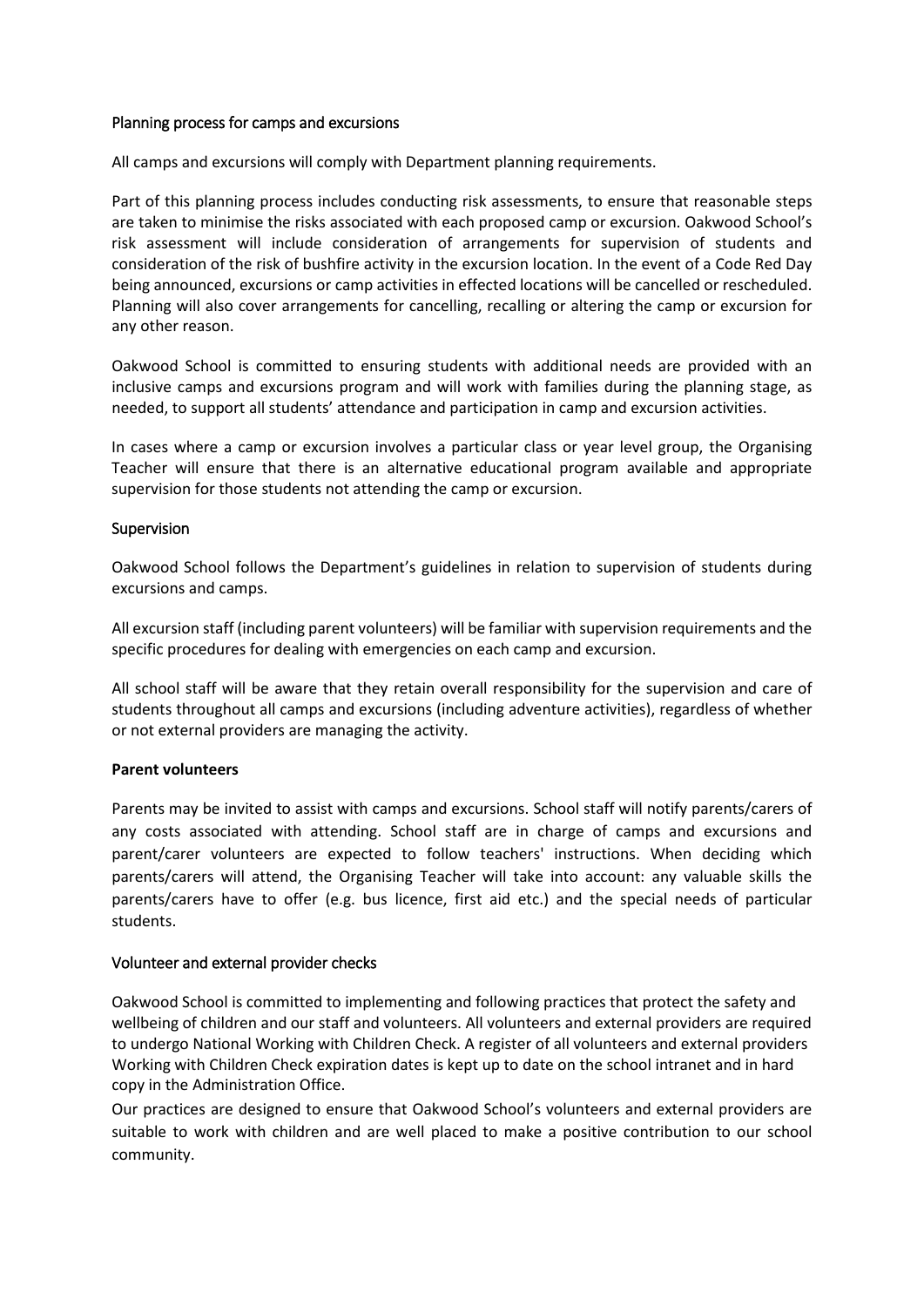## Planning process for camps and excursions

All camps and excursions will comply with Department planning requirements.

Part of this planning process includes conducting risk assessments, to ensure that reasonable steps are taken to minimise the risks associated with each proposed camp or excursion. Oakwood School's risk assessment will include consideration of arrangements for supervision of students and consideration of the risk of bushfire activity in the excursion location. In the event of a Code Red Day being announced, excursions or camp activities in effected locations will be cancelled or rescheduled. Planning will also cover arrangements for cancelling, recalling or altering the camp or excursion for any other reason.

Oakwood School is committed to ensuring students with additional needs are provided with an inclusive camps and excursions program and will work with families during the planning stage, as needed, to support all students' attendance and participation in camp and excursion activities.

In cases where a camp or excursion involves a particular class or year level group, the Organising Teacher will ensure that there is an alternative educational program available and appropriate supervision for those students not attending the camp or excursion.

## Supervision

Oakwood School follows the Department's guidelines in relation to supervision of students during excursions and camps.

All excursion staff (including parent volunteers) will be familiar with supervision requirements and the specific procedures for dealing with emergencies on each camp and excursion.

All school staff will be aware that they retain overall responsibility for the supervision and care of students throughout all camps and excursions (including adventure activities), regardless of whether or not external providers are managing the activity.

### Parent volunteers

Parents may be invited to assist with camps and excursions. School staff will notify parents/carers of any costs associated with attending. School staff are in charge of camps and excursions and parent/carer volunteers are expected to follow teachers' instructions. When deciding which parents/carers will attend, the Organising Teacher will take into account: any valuable skills the parents/carers have to offer (e.g. bus licence, first aid etc.) and the special needs of particular students.

## Volunteer and external provider checks

Oakwood School is committed to implementing and following practices that protect the safety and wellbeing of children and our staff and volunteers. All volunteers and external providers are required to undergo National Working with Children Check. A register of all volunteers and external providers Working with Children Check expiration dates is kept up to date on the school intranet and in hard copy in the Administration Office.

Our practices are designed to ensure that Oakwood School's volunteers and external providers are suitable to work with children and are well placed to make a positive contribution to our school community.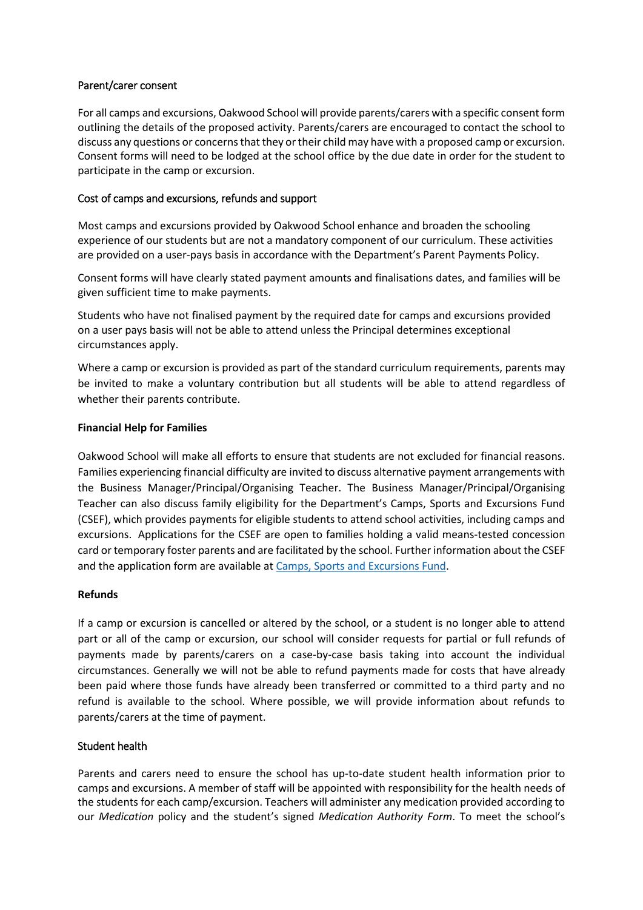## Parent/carer consent

For all camps and excursions, Oakwood School will provide parents/carers with a specific consent form outlining the details of the proposed activity. Parents/carers are encouraged to contact the school to discuss any questions or concerns that they or their child may have with a proposed camp or excursion. Consent forms will need to be lodged at the school office by the due date in order for the student to participate in the camp or excursion.

## Cost of camps and excursions, refunds and support

Most camps and excursions provided by Oakwood School enhance and broaden the schooling experience of our students but are not a mandatory component of our curriculum. These activities are provided on a user-pays basis in accordance with the Department's Parent Payments Policy.

Consent forms will have clearly stated payment amounts and finalisations dates, and families will be given sufficient time to make payments.

Students who have not finalised payment by the required date for camps and excursions provided on a user pays basis will not be able to attend unless the Principal determines exceptional circumstances apply.

Where a camp or excursion is provided as part of the standard curriculum requirements, parents may be invited to make a voluntary contribution but all students will be able to attend regardless of whether their parents contribute.

### Financial Help for Families

Oakwood School will make all efforts to ensure that students are not excluded for financial reasons. Families experiencing financial difficulty are invited to discuss alternative payment arrangements with the Business Manager/Principal/Organising Teacher. The Business Manager/Principal/Organising Teacher can also discuss family eligibility for the Department's Camps, Sports and Excursions Fund (CSEF), which provides payments for eligible students to attend school activities, including camps and excursions. Applications for the CSEF are open to families holding a valid means-tested concession card or temporary foster parents and are facilitated by the school. Further information about the CSEF and the application form are available at [Camps, Sports and Excursions Fund].

### Refunds

If a camp or excursion is cancelled or altered by the school, or a student is no longer able to attend part or all of the camp or excursion, our school will consider requests for partial or full refunds of payments made by parents/carers on a case-by-case basis taking into account the individual circumstances. Generally we will not be able to refund payments made for costs that have already been paid where those funds have already been transferred or committed to a third party and no refund is available to the school. Where possible, we will provide information about refunds to parents/carers at the time of payment.

## Student health

Parents and carers need to ensure the school has up-to-date student health information prior to camps and excursions. A member of staff will be appointed with responsibility for the health needs of the students for each camp/excursion. Teachers will administer any medication provided according to our *Medication* policy and the student's signed *Medication Authority Form*. To meet the school's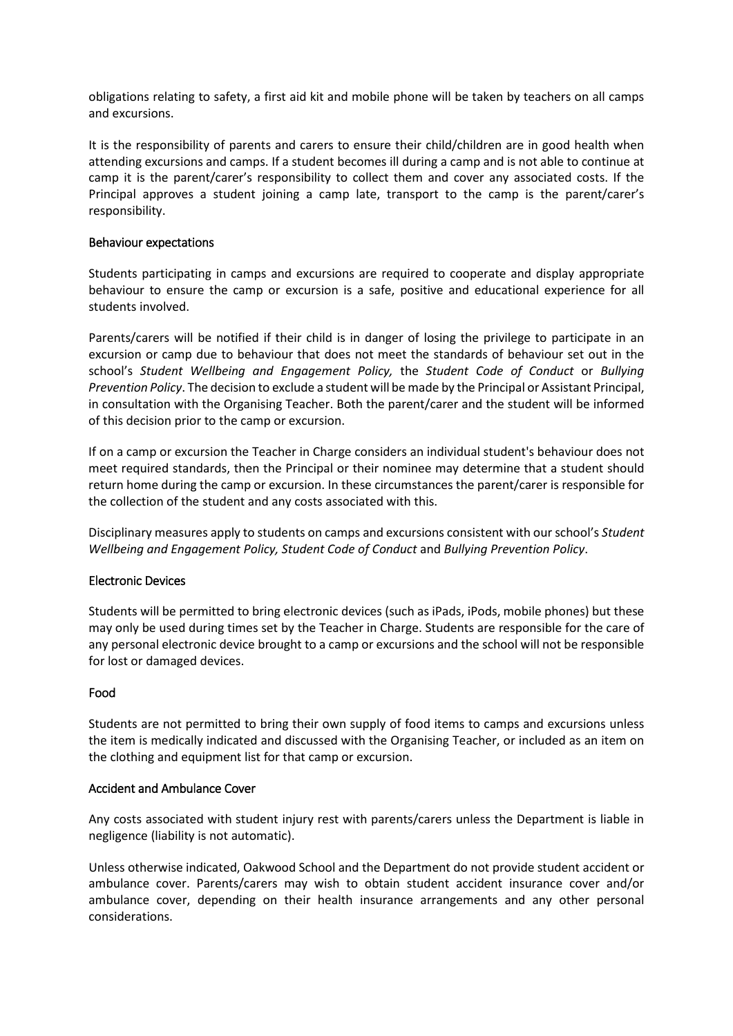obligations relating to safety, a first aid kit and mobile phone will be taken by teachers on all camps and excursions.

It is the responsibility of parents and carers to ensure their child/children are in good health when attending excursions and camps. If a student becomes ill during a camp and is not able to continue at camp it is the parent/carer's responsibility to collect them and cover any associated costs. If the Principal approves a student joining a camp late, transport to the camp is the parent/carer's responsibility.

### Behaviour expectations

Students participating in camps and excursions are required to cooperate and display appropriate behaviour to ensure the camp or excursion is a safe, positive and educational experience for all students involved.

Parents/carers will be notified if their child is in danger of losing the privilege to participate in an excursion or camp due to behaviour that does not meet the standards of behaviour set out in the school's *Student Wellbeing and Engagement Policy,* the *Student Code of Conduct* or *Bullying Prevention Policy*. The decision to exclude a student will be made by the Principal or Assistant Principal, in consultation with the Organising Teacher. Both the parent/carer and the student will be informed of this decision prior to the camp or excursion.

If on a camp or excursion the Teacher in Charge considers an individual student's behaviour does not meet required standards, then the Principal or their nominee may determine that a student should return home during the camp or excursion. In these circumstances the parent/carer is responsible for the collection of the student and any costs associated with this.

Disciplinary measures apply to students on camps and excursions consistent with our school's *Student Wellbeing and Engagement Policy, Student Code of Conduct* and *Bullying Prevention Policy*.

### Electronic Devices

Students will be permitted to bring electronic devices (such as iPads, iPods, mobile phones) but these may only be used during times set by the Teacher in Charge. Students are responsible for the care of any personal electronic device brought to a camp or excursions and the school will not be responsible for lost or damaged devices.

### Food

Students are not permitted to bring their own supply of food items to camps and excursions unless the item is medically indicated and discussed with the Organising Teacher, or included as an item on the clothing and equipment list for that camp or excursion.

### Accident and Ambulance Cover

Any costs associated with student injury rest with parents/carers unless the Department is liable in negligence (liability is not automatic).

Unless otherwise indicated, Oakwood School and the Department do not provide student accident or ambulance cover. Parents/carers may wish to obtain student accident insurance cover and/or ambulance cover, depending on their health insurance arrangements and any other personal considerations.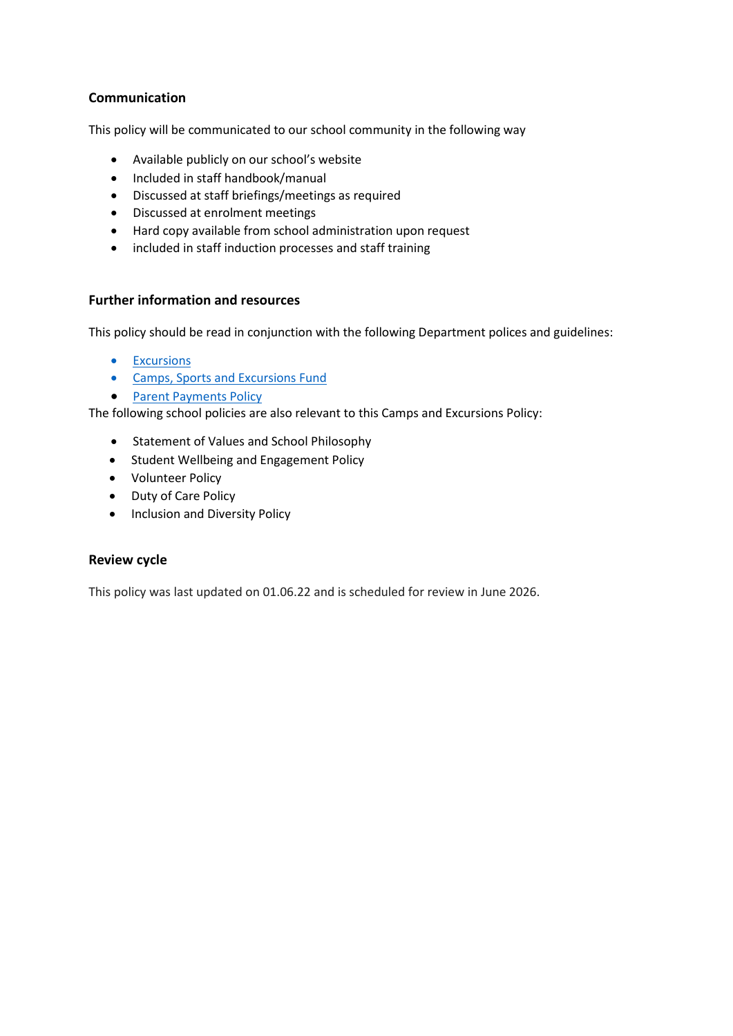### Communication

This policy will be communicated to our school community in the following way

- Available publicly on our school's website
- Included in staff handbook/manual
- Discussed at staff briefings/meetings as required
- Discussed at enrolment meetings
- Hard copy available from school administration upon request
- included in staff induction processes and staff training

### Further information and resources

This policy should be read in conjunction with the following Department polices and guidelines:

- Excursions
- Camps, Sports and Excursions Fund
- Parent Payments Policy

The following school policies are also relevant to this Camps and Excursions Policy:

- Statement of Values and School Philosophy
- Student Wellbeing and Engagement Policy
- Volunteer Policy
- Duty of Care Policy
- Inclusion and Diversity Policy

### Review cycle

This policy was last updated on 01.06.22 and is scheduled for review in June 2026.